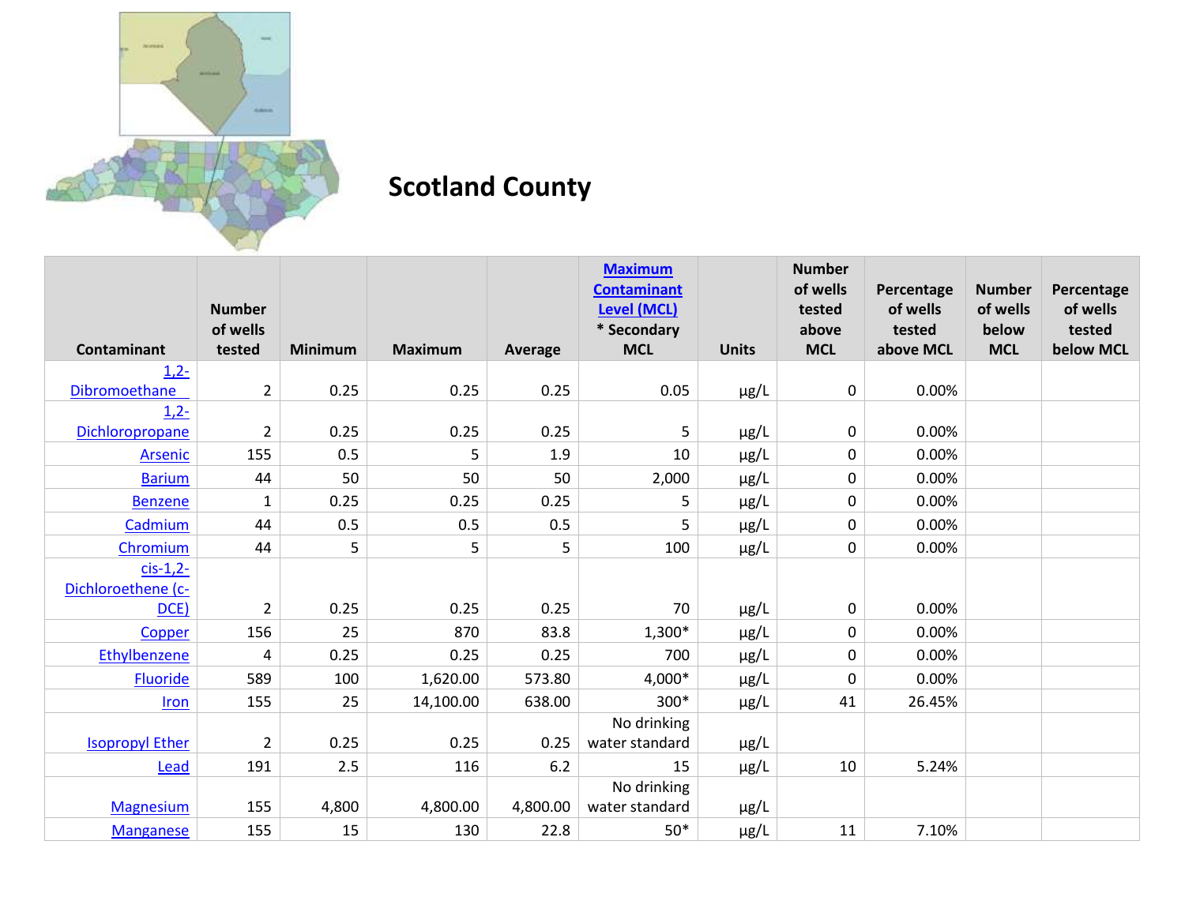# Scotland County

| Contaminant | Number of wells tested | Minimum | Maximum | Average | Maximum Contaminant Level (MCL) * Secondary MCL | Units | Number of wells tested above MCL | Percentage of wells tested above MCL | Number of wells below MCL | Percentage of wells tested below MCL |
|---|---|---|---|---|---|---|---|---|---|---|
| 1,2-Dibromoethane | 2 | 0.25 | 0.25 | 0.25 | 0.05 | µg/L | 0 | 0.00% | | |
| 1,2-Dichloropropane | 2 | 0.25 | 0.25 | 0.25 | 5 | µg/L | 0 | 0.00% | | |
| Arsenic | 155 | 0.5 | 5 | 1.9 | 10 | µg/L | 0 | 0.00% | | |
| Barium | 44 | 50 | 50 | 50 | 2,000 | µg/L | 0 | 0.00% | | |
| Benzene | 1 | 0.25 | 0.25 | 0.25 | 5 | µg/L | 0 | 0.00% | | |
| Cadmium | 44 | 0.5 | 0.5 | 0.5 | 5 | µg/L | 0 | 0.00% | | |
| Chromium | 44 | 5 | 5 | 5 | 100 | µg/L | 0 | 0.00% | | |
| cis-1,2-Dichloroethene (c-DCE) | 2 | 0.25 | 0.25 | 0.25 | 70 | µg/L | 0 | 0.00% | | |
| Copper | 156 | 25 | 870 | 83.8 | 1,300* | µg/L | 0 | 0.00% | | |
| Ethylbenzene | 4 | 0.25 | 0.25 | 0.25 | 700 | µg/L | 0 | 0.00% | | |
| Fluoride | 589 | 100 | 1,620.00 | 573.80 | 4,000* | µg/L | 0 | 0.00% | | |
| Iron | 155 | 25 | 14,100.00 | 638.00 | 300* | µg/L | 41 | 26.45% | | |
| Isopropyl Ether | 2 | 0.25 | 0.25 | 0.25 | No drinking water standard | µg/L | | | | |
| Lead | 191 | 2.5 | 116 | 6.2 | 15 | µg/L | 10 | 5.24% | | |
| Magnesium | 155 | 4,800 | 4,800.00 | 4,800.00 | No drinking water standard | µg/L | | | | |
| Manganese | 155 | 15 | 130 | 22.8 | 50* | µg/L | 11 | 7.10% | | |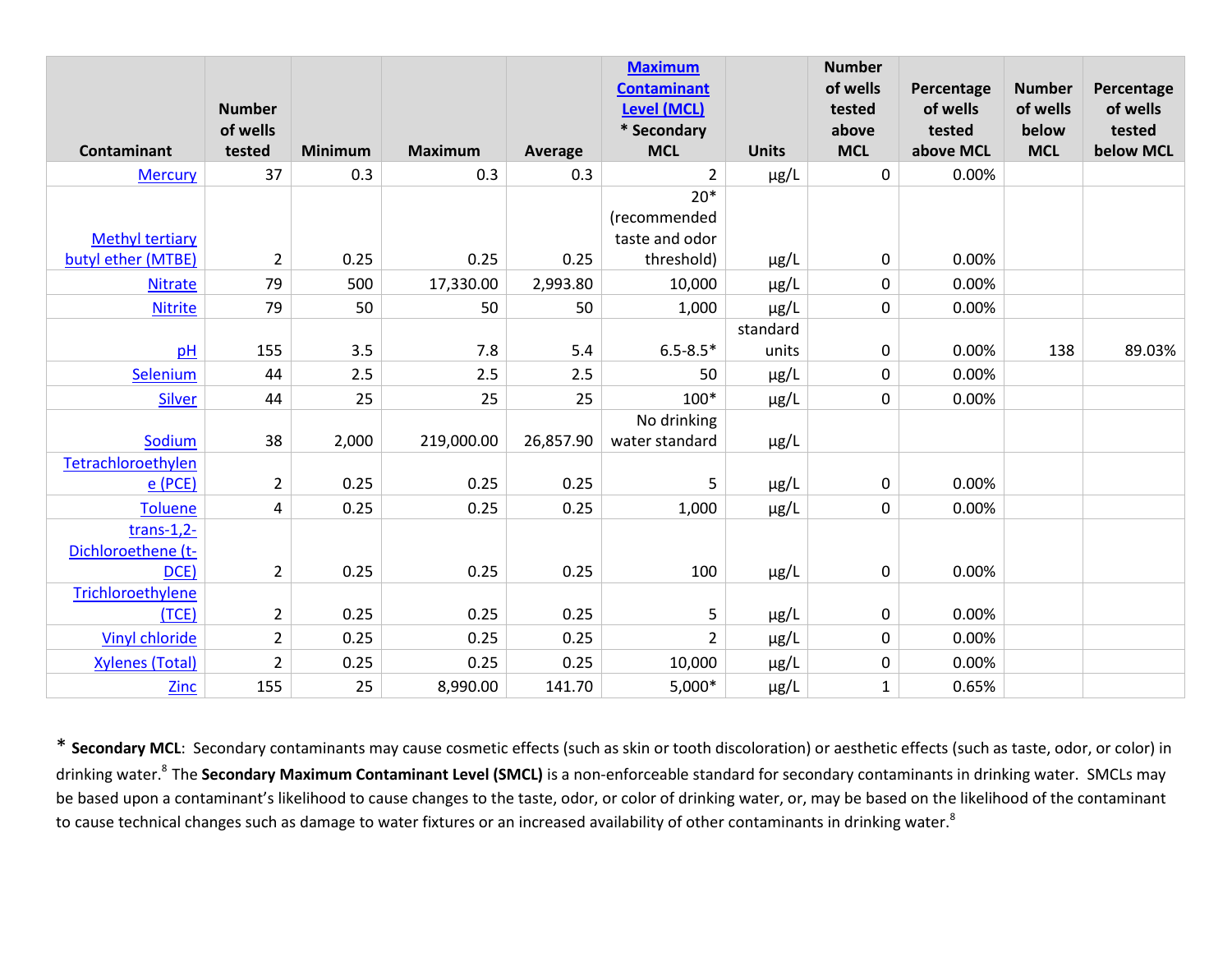| Contaminant | Number of wells tested | Minimum | Maximum | Average | [Maximum Contaminant Level (MCL)](#) * Secondary MCL | Units | Number of wells tested above MCL | Percentage of wells tested above MCL | Number of wells below MCL | Percentage of wells tested below MCL |
|---|---|---|---|---|---|---|---|---|---|---|
| Mercury | 37 | 0.3 | 0.3 | 0.3 | 2 | µg/L | 0 | 0.00% | | |
| Methyl tertiary butyl ether (MTBE) | 2 | 0.25 | 0.25 | 0.25 | 20* (recommended taste and odor threshold) | µg/L | 0 | 0.00% | | |
| Nitrate | 79 | 500 | 17,330.00 | 2,993.80 | 10,000 | µg/L | 0 | 0.00% | | |
| Nitrite | 79 | 50 | 50 | 50 | 1,000 | µg/L | 0 | 0.00% | | |
| pH | 155 | 3.5 | 7.8 | 5.4 | 6.5-8.5* | standard units | 0 | 0.00% | 138 | 89.03% |
| Selenium | 44 | 2.5 | 2.5 | 2.5 | 50 | µg/L | 0 | 0.00% | | |
| Silver | 44 | 25 | 25 | 25 | 100* | µg/L | 0 | 0.00% | | |
| Sodium | 38 | 2,000 | 219,000.00 | 26,857.90 | No drinking water standard | µg/L | | | | |
| Tetrachloroethylene (PCE) | 2 | 0.25 | 0.25 | 0.25 | 5 | µg/L | 0 | 0.00% | | |
| Toluene | 4 | 0.25 | 0.25 | 0.25 | 1,000 | µg/L | 0 | 0.00% | | |
| trans-1,2-Dichloroethene (t-DCE) | 2 | 0.25 | 0.25 | 0.25 | 100 | µg/L | 0 | 0.00% | | |
| Trichloroethylene (TCE) | 2 | 0.25 | 0.25 | 0.25 | 5 | µg/L | 0 | 0.00% | | |
| Vinyl chloride | 2 | 0.25 | 0.25 | 0.25 | 2 | µg/L | 0 | 0.00% | | |
| Xylenes (Total) | 2 | 0.25 | 0.25 | 0.25 | 10,000 | µg/L | 0 | 0.00% | | |
| Zinc | 155 | 25 | 8,990.00 | 141.70 | 5,000* | µg/L | 1 | 0.65% | | |

\* **Secondary MCL**: Secondary contaminants may cause cosmetic effects (such as skin or tooth discoloration) or aesthetic effects (such as taste, odor, or color) in drinking water.[8] The **Secondary Maximum Contaminant Level (SMCL)** is a non-enforceable standard for secondary contaminants in drinking water. SMCLs may be based upon a contaminant's likelihood to cause changes to the taste, odor, or color of drinking water, or, may be based on the likelihood of the contaminant to cause technical changes such as damage to water fixtures or an increased availability of other contaminants in drinking water.[8]